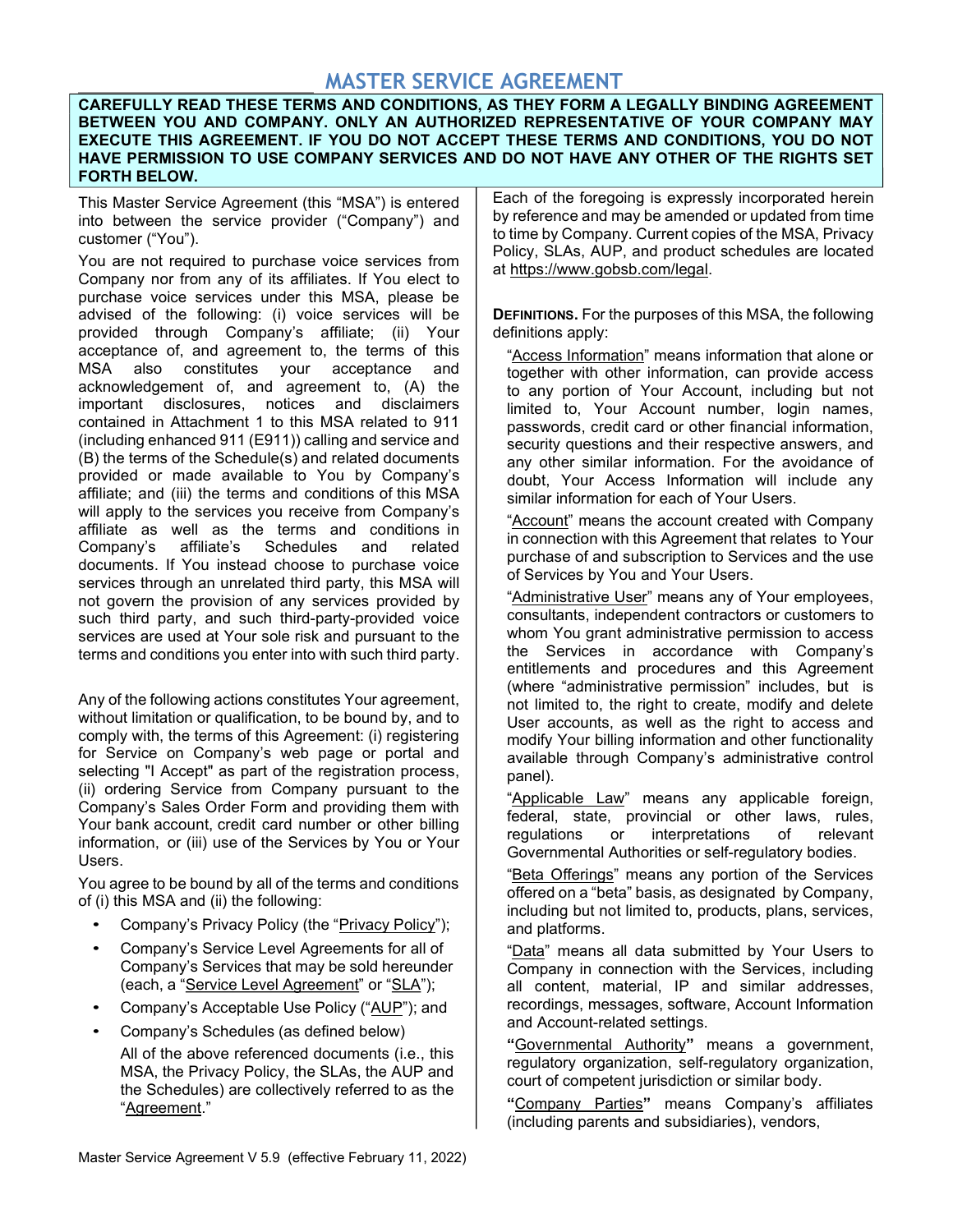# MASTER SERVICE AGREEMENT

**CAREFULLY READ THESE TERMS AND CONDITIONS, AS THEY FORM A LEGALLY BINDING AGREEMENT BETWEEN YOU AND COMPANY. ONLY AN AUTHORIZED REPRESENTATIVE OF YOUR COMPANY MAY EXECUTE THIS AGREEMENT. IF YOU DO NOT ACCEPT THESE TERMS AND CONDITIONS, YOU DO NOT HAVE PERMISSION TO USE COMPANY SERVICES AND DO NOT HAVE ANY OTHER OF THE RIGHTS SET FORTH BELOW.**

This Master Service Agreement (this "MSA") is entered into between the service provider ("Company") and customer ("You").

You are not required to purchase voice services from Company nor from any of its affiliates. If You elect to purchase voice services under this MSA, please be advised of the following: (i) voice services will be provided through Company's affiliate; (ii) Your acceptance of, and agreement to, the terms of this MSA also constitutes your acceptance and acknowledgement of, and agreement to, (A) the important disclosures, notices and disclaimers contained in Attachment 1 to this MSA related to 911 (including enhanced 911 (E911)) calling and service and (B) the terms of the Schedule(s) and related documents provided or made available to You by Company's affiliate; and (iii) the terms and conditions of this MSA will apply to the services you receive from Company's affiliate as well as the terms and conditions in Company's affiliate's Schedules and related documents. If You instead choose to purchase voice services through an unrelated third party, this MSA will not govern the provision of any services provided by such third party, and such third-party-provided voice services are used at Your sole risk and pursuant to the terms and conditions you enter into with such third party.

Any of the following actions constitutes Your agreement, without limitation or qualification, to be bound by, and to comply with, the terms of this Agreement: (i) registering for Service on Company's web page or portal and selecting "I Accept" as part of the registration process, (ii) ordering Service from Company pursuant to the Company's Sales Order Form and providing them with Your bank account, credit card number or other billing information, or (iii) use of the Services by You or Your Users.

You agree to be bound by all of the terms and conditions of (i) this MSA and (ii) the following:

- Company's Privacy Policy (the "Privacy Policy");
- Company's Service Level Agreements for all of Company's Services that may be sold hereunder (each, a "Service Level Agreement" or "SLA");
- Company's Acceptable Use Policy ("AUP"); and
- Company's Schedules (as defined below)

All of the above referenced documents (i.e., this MSA, the Privacy Policy, the SLAs, the AUP and the Schedules) are collectively referred to as the "Agreement."

Each of the foregoing is expressly incorporated herein by reference and may be amended or updated from time to time by Company. Current copies of the MSA, Privacy Policy, SLAs, AUP, and product schedules are located at https://www.gobsb.com/legal.

**DEFINITIONS.** For the purposes of this MSA, the following definitions apply:

"Access Information" means information that alone or together with other information, can provide access to any portion of Your Account, including but not limited to, Your Account number, login names, passwords, credit card or other financial information, security questions and their respective answers, and any other similar information. For the avoidance of doubt, Your Access Information will include any similar information for each of Your Users.

"Account" means the account created with Company in connection with this Agreement that relates to Your purchase of and subscription to Services and the use of Services by You and Your Users.

"Administrative User" means any of Your employees, consultants, independent contractors or customers to whom You grant administrative permission to access the Services in accordance with Company's entitlements and procedures and this Agreement (where "administrative permission" includes, but is not limited to, the right to create, modify and delete User accounts, as well as the right to access and modify Your billing information and other functionality available through Company's administrative control panel).

"Applicable Law" means any applicable foreign, federal, state, provincial or other laws, rules, regulations or interpretations of relevant Governmental Authorities or self-regulatory bodies.

"Beta Offerings" means any portion of the Services offered on a "beta" basis, as designated by Company, including but not limited to, products, plans, services, and platforms.

"Data" means all data submitted by Your Users to Company in connection with the Services, including all content, material, IP and similar addresses, recordings, messages, software, Account Information and Account-related settings.

**"**Governmental Authority**"** means a government, regulatory organization, self-regulatory organization, court of competent jurisdiction or similar body.

**"**Company Parties**"** means Company's affiliates (including parents and subsidiaries), vendors,

Master Service Agreement V 5.9 (effective February 11, 2022)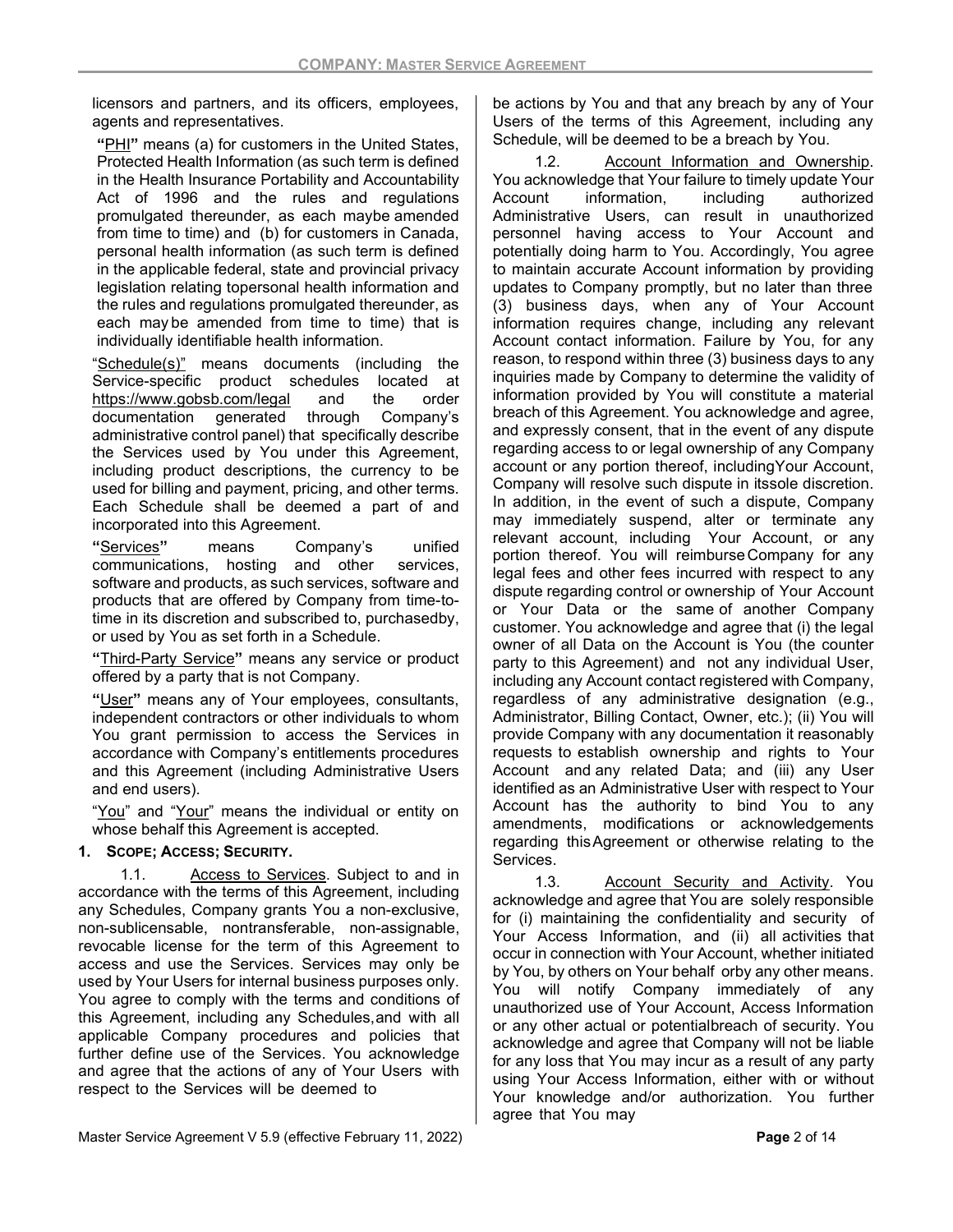licensors and partners, and its officers, employees, agents and representatives.

"PHI" means (a) for customers in the United States, Protected Health Information (as such term is defined in the Health Insurance Portability and Accountability Act of 1996 and the rules and regulations promulgated thereunder, as each maybe amended from time to time) and (b) for customers in Canada, personal health information (as such term is defined in the applicable federal, state and provincial privacy legislation relating topersonal health information and the rules and regulations promulgated thereunder, as each may be amended from time to time) that is individually identifiable health information.

"Schedule(s)" means documents (including the Service-specific product schedules located at https://www.gobsb.com/legal and the order documentation generated through Company's administrative control panel) that specifically describe the Services used by You under this Agreement, including product descriptions, the currency to be used for billing and payment, pricing, and other terms. Each Schedule shall be deemed a part of and incorporated into this Agreement.

"Services" means Company's unified communications, hosting and other services, software and products, as such services, software and products that are offered by Company from time-to-time in its discretion and subscribed to, purchasedby, or used by You as set forth in a Schedule.

"Third-Party Service" means any service or product offered by a party that is not Company.

"User" means any of Your employees, consultants, independent contractors or other individuals to whom You grant permission to access the Services in accordance with Company's entitlements procedures and this Agreement (including Administrative Users and end users).

"You" and "Your" means the individual or entity on whose behalf this Agreement is accepted.

## 1. Scope; Access; Security.

1.1. Access to Services. Subject to and in accordance with the terms of this Agreement, including any Schedules, Company grants You a non-exclusive, non-sublicensable, nontransferable, non-assignable, revocable license for the term of this Agreement to access and use the Services. Services may only be used by Your Users for internal business purposes only. You agree to comply with the terms and conditions of this Agreement, including any Schedules, and with all applicable Company procedures and policies that further define use of the Services. You acknowledge and agree that the actions of any of Your Users with respect to the Services will be deemed to be actions by You and that any breach by any of Your Users of the terms of this Agreement, including any Schedule, will be deemed to be a breach by You.

1.2. Account Information and Ownership. You acknowledge that Your failure to timely update Your Account information, including authorized Administrative Users, can result in unauthorized personnel having access to Your Account and potentially doing harm to You. Accordingly, You agree to maintain accurate Account information by providing updates to Company promptly, but no later than three (3) business days, when any of Your Account information requires change, including any relevant Account contact information. Failure by You, for any reason, to respond within three (3) business days to any inquiries made by Company to determine the validity of information provided by You will constitute a material breach of this Agreement. You acknowledge and agree, and expressly consent, that in the event of any dispute regarding access to or legal ownership of any Company account or any portion thereof, includingYour Account, Company will resolve such dispute in itssole discretion. In addition, in the event of such a dispute, Company may immediately suspend, alter or terminate any relevant account, including Your Account, or any portion thereof. You will reimburse Company for any legal fees and other fees incurred with respect to any dispute regarding control or ownership of Your Account or Your Data or the same of another Company customer. You acknowledge and agree that (i) the legal owner of all Data on the Account is You (the counter party to this Agreement) and not any individual User, including any Account contact registered with Company, regardless of any administrative designation (e.g., Administrator, Billing Contact, Owner, etc.); (ii) You will provide Company with any documentation it reasonably requests to establish ownership and rights to Your Account and any related Data; and (iii) any User identified as an Administrative User with respect to Your Account has the authority to bind You to any amendments, modifications or acknowledgements regarding thisAgreement or otherwise relating to the Services.

1.3. Account Security and Activity. You acknowledge and agree that You are solely responsible for (i) maintaining the confidentiality and security of Your Access Information, and (ii) all activities that occur in connection with Your Account, whether initiated by You, by others on Your behalf orby any other means. You will notify Company immediately of any unauthorized use of Your Account, Access Information or any other actual or potentialbreach of security. You acknowledge and agree that Company will not be liable for any loss that You may incur as a result of any party using Your Access Information, either with or without Your knowledge and/or authorization. You further agree that You may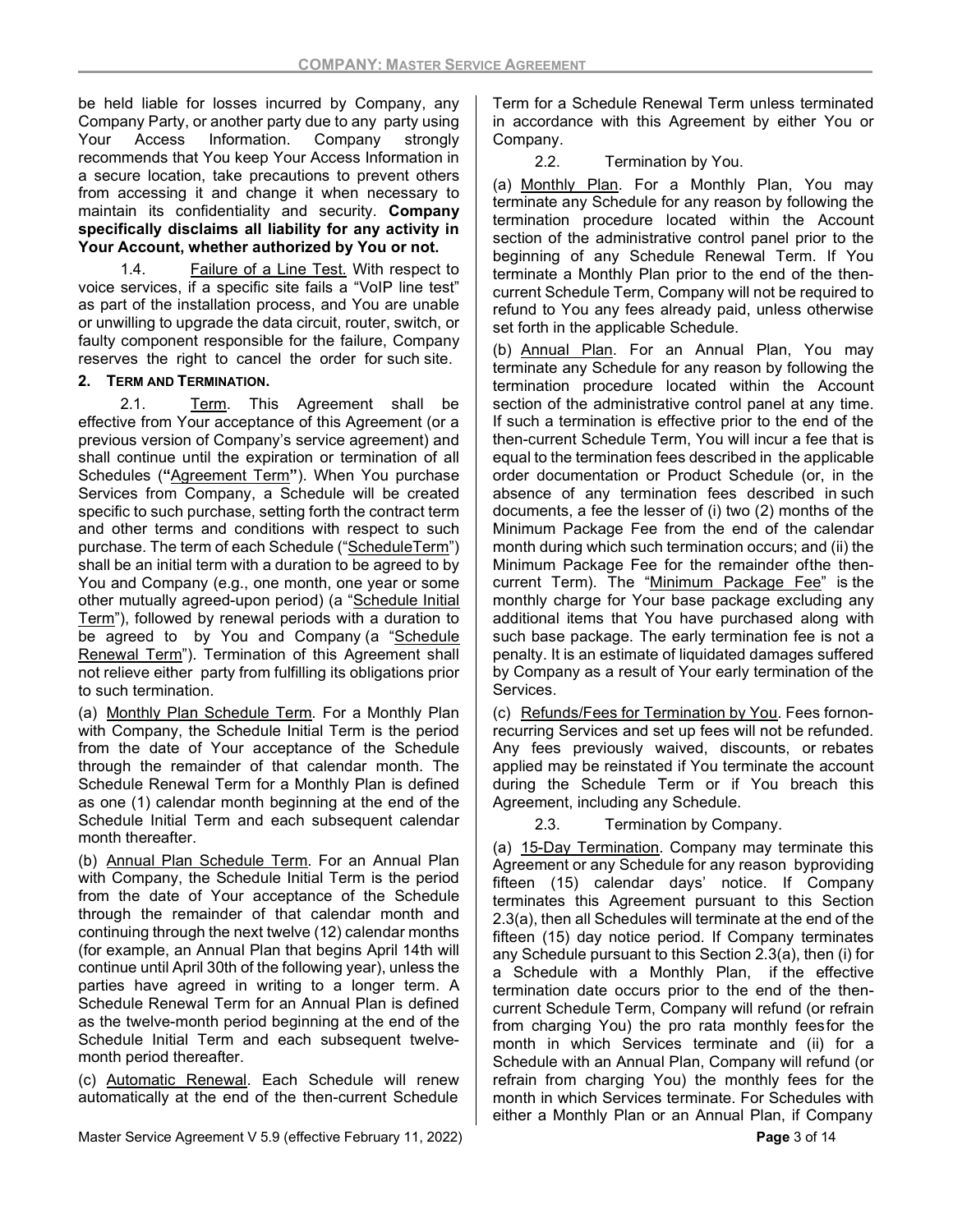be held liable for losses incurred by Company, any Company Party, or another party due to any party using Your Access Information. Company strongly recommends that You keep Your Access Information in a secure location, take precautions to prevent others from accessing it and change it when necessary to maintain its confidentiality and security. **Company specifically disclaims all liability for any activity in Your Account, whether authorized by You or not.**

1.4. Failure of a Line Test. With respect to voice services, if a specific site fails a "VoIP line test" as part of the installation process, and You are unable or unwilling to upgrade the data circuit, router, switch, or faulty component responsible for the failure, Company reserves the right to cancel the order for such site.

**2. TERM AND TERMINATION.**

2.1. Term. This Agreement shall be effective from Your acceptance of this Agreement (or a previous version of Company's service agreement) and shall continue until the expiration or termination of all Schedules ("Agreement Term"). When You purchase Services from Company, a Schedule will be created specific to such purchase, setting forth the contract term and other terms and conditions with respect to such purchase. The term of each Schedule ("ScheduleTerm") shall be an initial term with a duration to be agreed to by You and Company (e.g., one month, one year or some other mutually agreed-upon period) (a "Schedule Initial Term"), followed by renewal periods with a duration to be agreed to by You and Company (a "Schedule Renewal Term"). Termination of this Agreement shall not relieve either party from fulfilling its obligations prior to such termination.

(a) Monthly Plan Schedule Term. For a Monthly Plan with Company, the Schedule Initial Term is the period from the date of Your acceptance of the Schedule through the remainder of that calendar month. The Schedule Renewal Term for a Monthly Plan is defined as one (1) calendar month beginning at the end of the Schedule Initial Term and each subsequent calendar month thereafter.

(b) Annual Plan Schedule Term. For an Annual Plan with Company, the Schedule Initial Term is the period from the date of Your acceptance of the Schedule through the remainder of that calendar month and continuing through the next twelve (12) calendar months (for example, an Annual Plan that begins April 14th will continue until April 30th of the following year), unless the parties have agreed in writing to a longer term. A Schedule Renewal Term for an Annual Plan is defined as the twelve-month period beginning at the end of the Schedule Initial Term and each subsequent twelve-month period thereafter.

(c) Automatic Renewal. Each Schedule will renew automatically at the end of the then-current Schedule Term for a Schedule Renewal Term unless terminated in accordance with this Agreement by either You or Company.

2.2. Termination by You.

(a) Monthly Plan. For a Monthly Plan, You may terminate any Schedule for any reason by following the termination procedure located within the Account section of the administrative control panel prior to the beginning of any Schedule Renewal Term. If You terminate a Monthly Plan prior to the end of the then-current Schedule Term, Company will not be required to refund to You any fees already paid, unless otherwise set forth in the applicable Schedule.

(b) Annual Plan. For an Annual Plan, You may terminate any Schedule for any reason by following the termination procedure located within the Account section of the administrative control panel at any time. If such a termination is effective prior to the end of the then-current Schedule Term, You will incur a fee that is equal to the termination fees described in the applicable order documentation or Product Schedule (or, in the absence of any termination fees described in such documents, a fee the lesser of (i) two (2) months of the Minimum Package Fee from the end of the calendar month during which such termination occurs; and (ii) the Minimum Package Fee for the remainder ofthe then-current Term). The "Minimum Package Fee" is the monthly charge for Your base package excluding any additional items that You have purchased along with such base package. The early termination fee is not a penalty. It is an estimate of liquidated damages suffered by Company as a result of Your early termination of the Services.

(c) Refunds/Fees for Termination by You. Fees fornon-recurring Services and set up fees will not be refunded. Any fees previously waived, discounts, or rebates applied may be reinstated if You terminate the account during the Schedule Term or if You breach this Agreement, including any Schedule.

2.3. Termination by Company.

(a) 15-Day Termination. Company may terminate this Agreement or any Schedule for any reason byproviding fifteen (15) calendar days' notice. If Company terminates this Agreement pursuant to this Section 2.3(a), then all Schedules will terminate at the end of the fifteen (15) day notice period. If Company terminates any Schedule pursuant to this Section 2.3(a), then (i) for a Schedule with a Monthly Plan, if the effective termination date occurs prior to the end of the then-current Schedule Term, Company will refund (or refrain from charging You) the pro rata monthly feesfor the month in which Services terminate and (ii) for a Schedule with an Annual Plan, Company will refund (or refrain from charging You) the monthly fees for the month in which Services terminate. For Schedules with either a Monthly Plan or an Annual Plan, if Company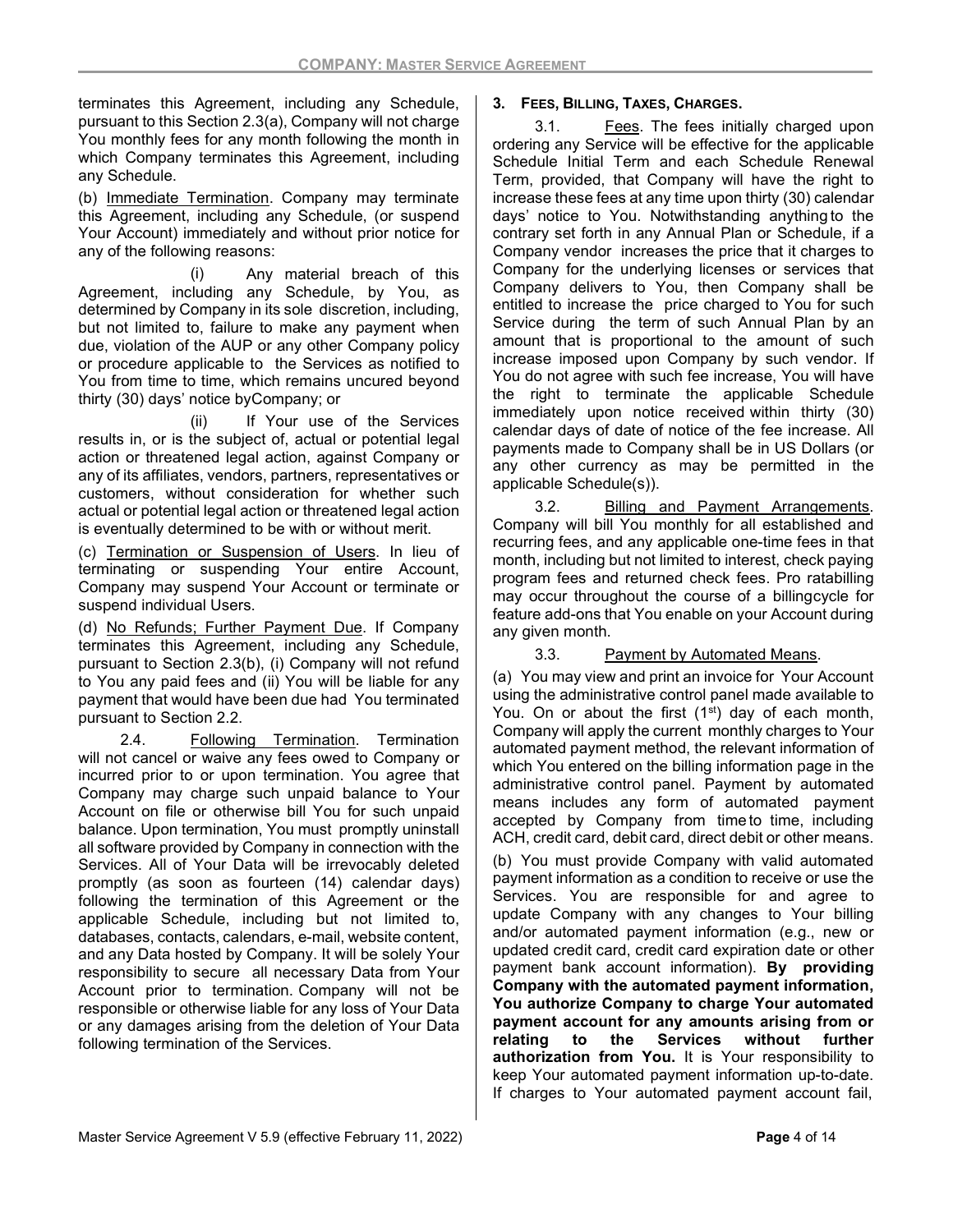terminates this Agreement, including any Schedule, pursuant to this Section 2.3(a), Company will not charge You monthly fees for any month following the month in which Company terminates this Agreement, including any Schedule.

(b) Immediate Termination. Company may terminate this Agreement, including any Schedule, (or suspend Your Account) immediately and without prior notice for any of the following reasons:

(i) Any material breach of this Agreement, including any Schedule, by You, as determined by Company in its sole discretion, including, but not limited to, failure to make any payment when due, violation of the AUP or any other Company policy or procedure applicable to the Services as notified to You from time to time, which remains uncured beyond thirty (30) days' notice byCompany; or

(ii) If Your use of the Services results in, or is the subject of, actual or potential legal action or threatened legal action, against Company or any of its affiliates, vendors, partners, representatives or customers, without consideration for whether such actual or potential legal action or threatened legal action is eventually determined to be with or without merit.

(c) Termination or Suspension of Users. In lieu of terminating or suspending Your entire Account, Company may suspend Your Account or terminate or suspend individual Users.

(d) No Refunds; Further Payment Due. If Company terminates this Agreement, including any Schedule, pursuant to Section 2.3(b), (i) Company will not refund to You any paid fees and (ii) You will be liable for any payment that would have been due had You terminated pursuant to Section 2.2.

2.4. Following Termination. Termination will not cancel or waive any fees owed to Company or incurred prior to or upon termination. You agree that Company may charge such unpaid balance to Your Account on file or otherwise bill You for such unpaid balance. Upon termination, You must promptly uninstall all software provided by Company in connection with the Services. All of Your Data will be irrevocably deleted promptly (as soon as fourteen (14) calendar days) following the termination of this Agreement or the applicable Schedule, including but not limited to, databases, contacts, calendars, e-mail, website content, and any Data hosted by Company. It will be solely Your responsibility to secure all necessary Data from Your Account prior to termination. Company will not be responsible or otherwise liable for any loss of Your Data or any damages arising from the deletion of Your Data following termination of the Services.

## 3. Fees, Billing, Taxes, Charges.

3.1. Fees. The fees initially charged upon ordering any Service will be effective for the applicable Schedule Initial Term and each Schedule Renewal Term, provided, that Company will have the right to increase these fees at any time upon thirty (30) calendar days' notice to You. Notwithstanding anything to the contrary set forth in any Annual Plan or Schedule, if a Company vendor increases the price that it charges to Company for the underlying licenses or services that Company delivers to You, then Company shall be entitled to increase the price charged to You for such Service during the term of such Annual Plan by an amount that is proportional to the amount of such increase imposed upon Company by such vendor. If You do not agree with such fee increase, You will have the right to terminate the applicable Schedule immediately upon notice received within thirty (30) calendar days of date of notice of the fee increase. All payments made to Company shall be in US Dollars (or any other currency as may be permitted in the applicable Schedule(s)).

3.2. Billing and Payment Arrangements. Company will bill You monthly for all established and recurring fees, and any applicable one-time fees in that month, including but not limited to interest, check paying program fees and returned check fees. Pro ratabilling may occur throughout the course of a billingcycle for feature add-ons that You enable on your Account during any given month.

3.3. Payment by Automated Means.

(a) You may view and print an invoice for Your Account using the administrative control panel made available to You. On or about the first (1st) day of each month, Company will apply the current monthly charges to Your automated payment method, the relevant information of which You entered on the billing information page in the administrative control panel. Payment by automated means includes any form of automated payment accepted by Company from time to time, including ACH, credit card, debit card, direct debit or other means.

(b) You must provide Company with valid automated payment information as a condition to receive or use the Services. You are responsible for and agree to update Company with any changes to Your billing and/or automated payment information (e.g., new or updated credit card, credit card expiration date or other payment bank account information). **By providing Company with the automated payment information, You authorize Company to charge Your automated payment account for any amounts arising from or relating to the Services without further authorization from You.** It is Your responsibility to keep Your automated payment information up-to-date. If charges to Your automated payment account fail,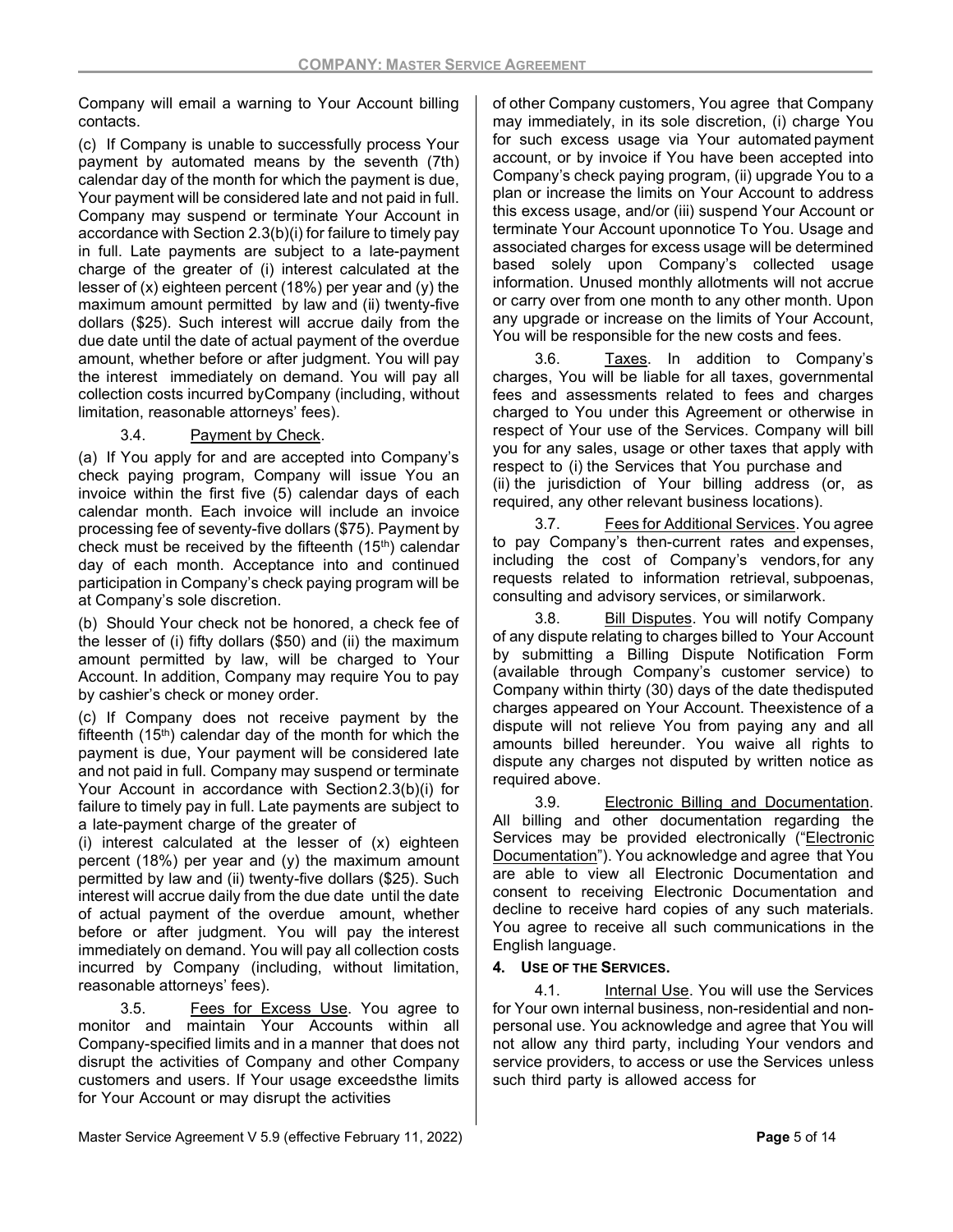Company will email a warning to Your Account billing contacts.

(c) If Company is unable to successfully process Your payment by automated means by the seventh (7th) calendar day of the month for which the payment is due, Your payment will be considered late and not paid in full. Company may suspend or terminate Your Account in accordance with Section 2.3(b)(i) for failure to timely pay in full. Late payments are subject to a late-payment charge of the greater of (i) interest calculated at the lesser of (x) eighteen percent (18%) per year and (y) the maximum amount permitted by law and (ii) twenty-five dollars ($25). Such interest will accrue daily from the due date until the date of actual payment of the overdue amount, whether before or after judgment. You will pay the interest immediately on demand. You will pay all collection costs incurred byCompany (including, without limitation, reasonable attorneys' fees).

3.4. Payment by Check.

(a) If You apply for and are accepted into Company's check paying program, Company will issue You an invoice within the first five (5) calendar days of each calendar month. Each invoice will include an invoice processing fee of seventy-five dollars ($75). Payment by check must be received by the fifteenth (15th) calendar day of each month. Acceptance into and continued participation in Company's check paying program will be at Company's sole discretion.

(b) Should Your check not be honored, a check fee of the lesser of (i) fifty dollars ($50) and (ii) the maximum amount permitted by law, will be charged to Your Account. In addition, Company may require You to pay by cashier's check or money order.

(c) If Company does not receive payment by the fifteenth (15th) calendar day of the month for which the payment is due, Your payment will be considered late and not paid in full. Company may suspend or terminate Your Account in accordance with Section2.3(b)(i) for failure to timely pay in full. Late payments are subject to a late-payment charge of the greater of (i) interest calculated at the lesser of (x) eighteen percent (18%) per year and (y) the maximum amount permitted by law and (ii) twenty-five dollars ($25). Such interest will accrue daily from the due date until the date of actual payment of the overdue amount, whether before or after judgment. You will pay the interest immediately on demand. You will pay all collection costs incurred by Company (including, without limitation, reasonable attorneys' fees).

3.5. Fees for Excess Use. You agree to monitor and maintain Your Accounts within all Company-specified limits and in a manner that does not disrupt the activities of Company and other Company customers and users. If Your usage exceedsthe limits for Your Account or may disrupt the activities of other Company customers, You agree that Company may immediately, in its sole discretion, (i) charge You for such excess usage via Your automated payment account, or by invoice if You have been accepted into Company's check paying program, (ii) upgrade You to a plan or increase the limits on Your Account to address this excess usage, and/or (iii) suspend Your Account or terminate Your Account uponnotice To You. Usage and associated charges for excess usage will be determined based solely upon Company's collected usage information. Unused monthly allotments will not accrue or carry over from one month to any other month. Upon any upgrade or increase on the limits of Your Account, You will be responsible for the new costs and fees.

3.6. Taxes. In addition to Company's charges, You will be liable for all taxes, governmental fees and assessments related to fees and charges charged to You under this Agreement or otherwise in respect of Your use of the Services. Company will bill you for any sales, usage or other taxes that apply with respect to (i) the Services that You purchase and (ii) the jurisdiction of Your billing address (or, as required, any other relevant business locations).

3.7. Fees for Additional Services. You agree to pay Company's then-current rates and expenses, including the cost of Company's vendors, for any requests related to information retrieval, subpoenas, consulting and advisory services, or similarwork.

3.8. Bill Disputes. You will notify Company of any dispute relating to charges billed to Your Account by submitting a Billing Dispute Notification Form (available through Company's customer service) to Company within thirty (30) days of the date thedisputed charges appeared on Your Account. Theexistence of a dispute will not relieve You from paying any and all amounts billed hereunder. You waive all rights to dispute any charges not disputed by written notice as required above.

3.9. Electronic Billing and Documentation. All billing and other documentation regarding the Services may be provided electronically ("Electronic Documentation"). You acknowledge and agree that You are able to view all Electronic Documentation and consent to receiving Electronic Documentation and decline to receive hard copies of any such materials. You agree to receive all such communications in the English language.

## 4. USE OF THE SERVICES.

4.1. Internal Use. You will use the Services for Your own internal business, non-residential and non-personal use. You acknowledge and agree that You will not allow any third party, including Your vendors and service providers, to access or use the Services unless such third party is allowed access for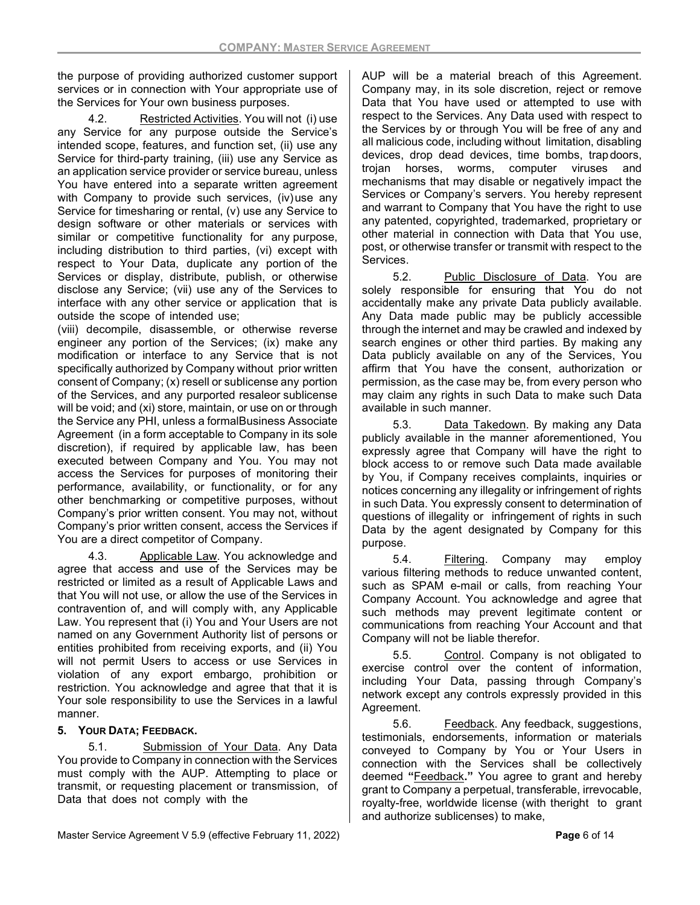the purpose of providing authorized customer support services or in connection with Your appropriate use of the Services for Your own business purposes.

4.2. Restricted Activities. You will not (i) use any Service for any purpose outside the Service's intended scope, features, and function set, (ii) use any Service for third-party training, (iii) use any Service as an application service provider or service bureau, unless You have entered into a separate written agreement with Company to provide such services, (iv) use any Service for timesharing or rental, (v) use any Service to design software or other materials or services with similar or competitive functionality for any purpose, including distribution to third parties, (vi) except with respect to Your Data, duplicate any portion of the Services or display, distribute, publish, or otherwise disclose any Service; (vii) use any of the Services to interface with any other service or application that is outside the scope of intended use;
(viii) decompile, disassemble, or otherwise reverse engineer any portion of the Services; (ix) make any modification or interface to any Service that is not specifically authorized by Company without prior written consent of Company; (x) resell or sublicense any portion of the Services, and any purported resaleor sublicense will be void; and (xi) store, maintain, or use on or through the Service any PHI, unless a formalBusiness Associate Agreement (in a form acceptable to Company in its sole discretion), if required by applicable law, has been executed between Company and You. You may not access the Services for purposes of monitoring their performance, availability, or functionality, or for any other benchmarking or competitive purposes, without Company's prior written consent. You may not, without Company's prior written consent, access the Services if You are a direct competitor of Company.

4.3. Applicable Law. You acknowledge and agree that access and use of the Services may be restricted or limited as a result of Applicable Laws and that You will not use, or allow the use of the Services in contravention of, and will comply with, any Applicable Law. You represent that (i) You and Your Users are not named on any Government Authority list of persons or entities prohibited from receiving exports, and (ii) You will not permit Users to access or use Services in violation of any export embargo, prohibition or restriction. You acknowledge and agree that that it is Your sole responsibility to use the Services in a lawful manner.

**5. YOUR DATA; FEEDBACK.**

5.1. Submission of Your Data. Any Data You provide to Company in connection with the Services must comply with the AUP. Attempting to place or transmit, or requesting placement or transmission, of Data that does not comply with the AUP will be a material breach of this Agreement. Company may, in its sole discretion, reject or remove Data that You have used or attempted to use with respect to the Services. Any Data used with respect to the Services by or through You will be free of any and all malicious code, including without limitation, disabling devices, drop dead devices, time bombs, trapdoors, trojan horses, worms, computer viruses and mechanisms that may disable or negatively impact the Services or Company's servers. You hereby represent and warrant to Company that You have the right to use any patented, copyrighted, trademarked, proprietary or other material in connection with Data that You use, post, or otherwise transfer or transmit with respect to the Services.

5.2. Public Disclosure of Data. You are solely responsible for ensuring that You do not accidentally make any private Data publicly available. Any Data made public may be publicly accessible through the internet and may be crawled and indexed by search engines or other third parties. By making any Data publicly available on any of the Services, You affirm that You have the consent, authorization or permission, as the case may be, from every person who may claim any rights in such Data to make such Data available in such manner.

5.3. Data Takedown. By making any Data publicly available in the manner aforementioned, You expressly agree that Company will have the right to block access to or remove such Data made available by You, if Company receives complaints, inquiries or notices concerning any illegality or infringement of rights in such Data. You expressly consent to determination of questions of illegality or infringement of rights in such Data by the agent designated by Company for this purpose.

5.4. Filtering. Company may employ various filtering methods to reduce unwanted content, such as SPAM e-mail or calls, from reaching Your Company Account. You acknowledge and agree that such methods may prevent legitimate content or communications from reaching Your Account and that Company will not be liable therefor.

5.5. Control. Company is not obligated to exercise control over the content of information, including Your Data, passing through Company's network except any controls expressly provided in this Agreement.

5.6. Feedback. Any feedback, suggestions, testimonials, endorsements, information or materials conveyed to Company by You or Your Users in connection with the Services shall be collectively deemed **"**Feedback**."** You agree to grant and hereby grant to Company a perpetual, transferable, irrevocable, royalty-free, worldwide license (with theright to grant and authorize sublicenses) to make,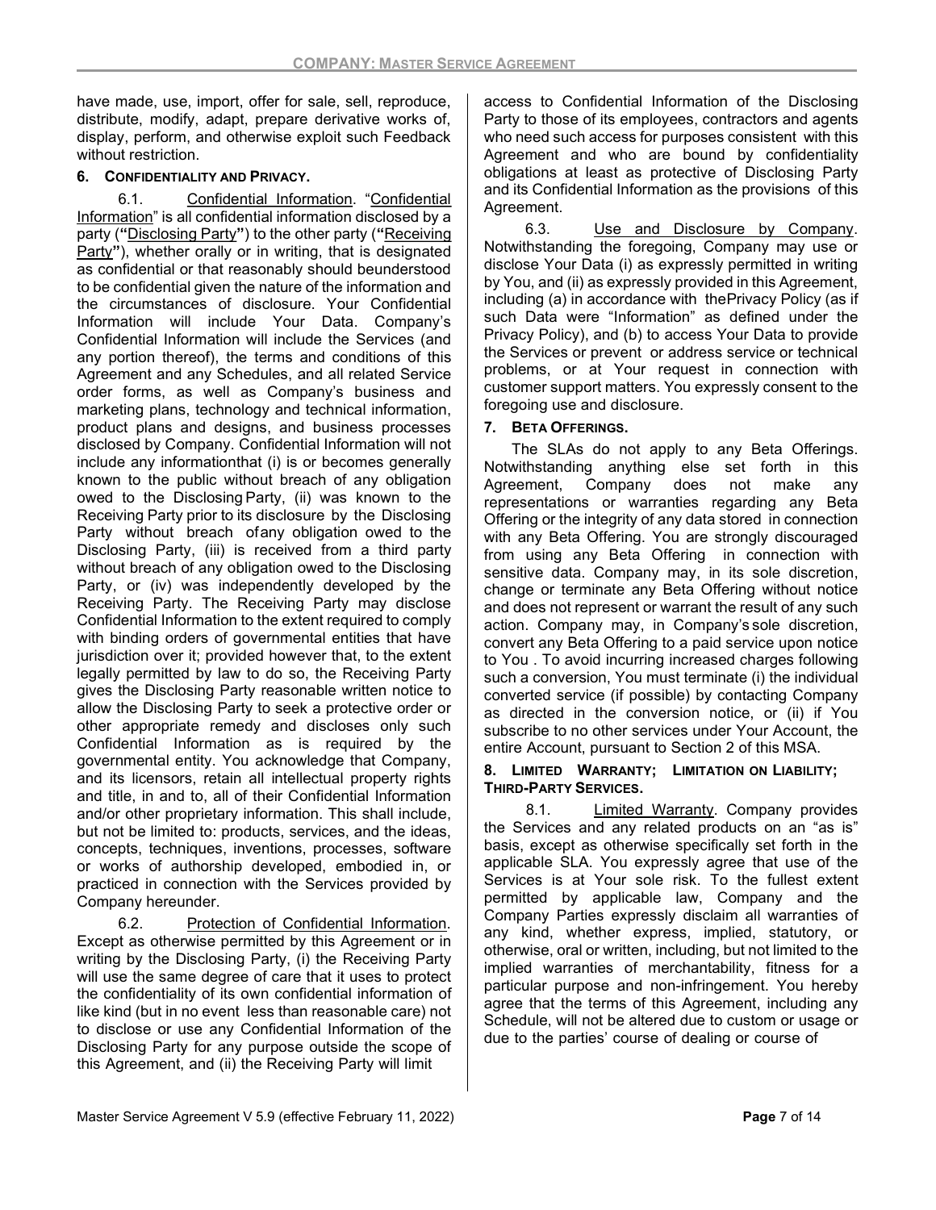have made, use, import, offer for sale, sell, reproduce, distribute, modify, adapt, prepare derivative works of, display, perform, and otherwise exploit such Feedback without restriction.

## 6. Confidentiality and Privacy.

6.1. Confidential Information. "Confidential Information" is all confidential information disclosed by a party (**"**Disclosing Party**"**) to the other party (**"**Receiving Party**"**), whether orally or in writing, that is designated as confidential or that reasonably should be understood to be confidential given the nature of the information and the circumstances of disclosure. Your Confidential Information will include Your Data. Company's Confidential Information will include the Services (and any portion thereof), the terms and conditions of this Agreement and any Schedules, and all related Service order forms, as well as Company's business and marketing plans, technology and technical information, product plans and designs, and business processes disclosed by Company. Confidential Information will not include any information that (i) is or becomes generally known to the public without breach of any obligation owed to the Disclosing Party, (ii) was known to the Receiving Party prior to its disclosure by the Disclosing Party without breach of any obligation owed to the Disclosing Party, (iii) is received from a third party without breach of any obligation owed to the Disclosing Party, or (iv) was independently developed by the Receiving Party. The Receiving Party may disclose Confidential Information to the extent required to comply with binding orders of governmental entities that have jurisdiction over it; provided however that, to the extent legally permitted by law to do so, the Receiving Party gives the Disclosing Party reasonable written notice to allow the Disclosing Party to seek a protective order or other appropriate remedy and discloses only such Confidential Information as is required by the governmental entity. You acknowledge that Company, and its licensors, retain all intellectual property rights and title, in and to, all of their Confidential Information and/or other proprietary information. This shall include, but not be limited to: products, services, and the ideas, concepts, techniques, inventions, processes, software or works of authorship developed, embodied in, or practiced in connection with the Services provided by Company hereunder.

6.2. Protection of Confidential Information. Except as otherwise permitted by this Agreement or in writing by the Disclosing Party, (i) the Receiving Party will use the same degree of care that it uses to protect the confidentiality of its own confidential information of like kind (but in no event less than reasonable care) not to disclose or use any Confidential Information of the Disclosing Party for any purpose outside the scope of this Agreement, and (ii) the Receiving Party will limit access to Confidential Information of the Disclosing Party to those of its employees, contractors and agents who need such access for purposes consistent with this Agreement and who are bound by confidentiality obligations at least as protective of Disclosing Party and its Confidential Information as the provisions of this Agreement.

6.3. Use and Disclosure by Company. Notwithstanding the foregoing, Company may use or disclose Your Data (i) as expressly permitted in writing by You, and (ii) as expressly provided in this Agreement, including (a) in accordance with the Privacy Policy (as if such Data were "Information" as defined under the Privacy Policy), and (b) to access Your Data to provide the Services or prevent or address service or technical problems, or at Your request in connection with customer support matters. You expressly consent to the foregoing use and disclosure.

## 7. Beta Offerings.

The SLAs do not apply to any Beta Offerings. Notwithstanding anything else set forth in this Agreement, Company does not make any representations or warranties regarding any Beta Offering or the integrity of any data stored in connection with any Beta Offering. You are strongly discouraged from using any Beta Offering in connection with sensitive data. Company may, in its sole discretion, change or terminate any Beta Offering without notice and does not represent or warrant the result of any such action. Company may, in Company's sole discretion, convert any Beta Offering to a paid service upon notice to You . To avoid incurring increased charges following such a conversion, You must terminate (i) the individual converted service (if possible) by contacting Company as directed in the conversion notice, or (ii) if You subscribe to no other services under Your Account, the entire Account, pursuant to Section 2 of this MSA.

## 8. Limited Warranty; Limitation on Liability; Third-Party Services.

8.1. Limited Warranty. Company provides the Services and any related products on an "as is" basis, except as otherwise specifically set forth in the applicable SLA. You expressly agree that use of the Services is at Your sole risk. To the fullest extent permitted by applicable law, Company and the Company Parties expressly disclaim all warranties of any kind, whether express, implied, statutory, or otherwise, oral or written, including, but not limited to the implied warranties of merchantability, fitness for a particular purpose and non-infringement. You hereby agree that the terms of this Agreement, including any Schedule, will not be altered due to custom or usage or due to the parties' course of dealing or course of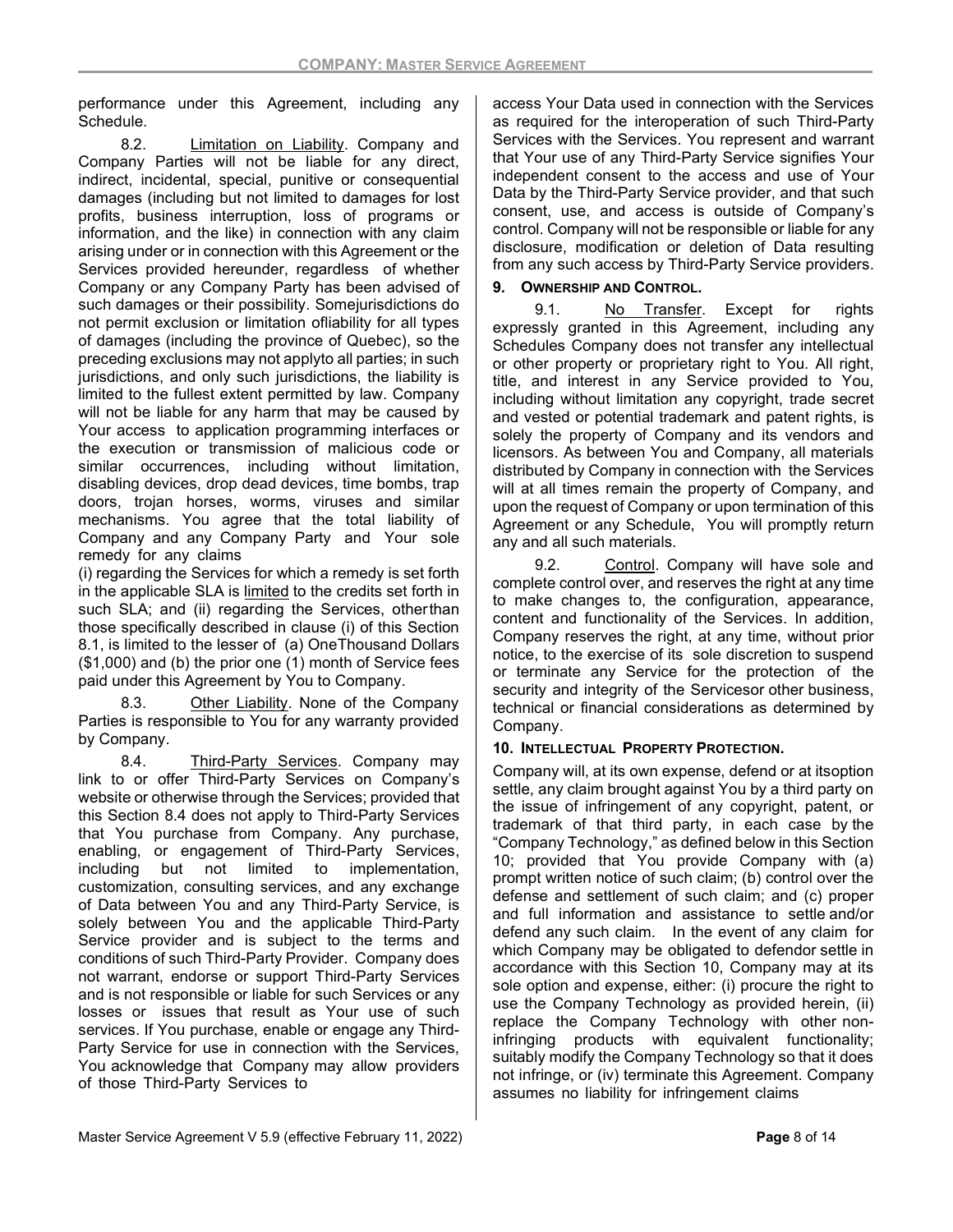performance under this Agreement, including any Schedule.

8.2. Limitation on Liability. Company and Company Parties will not be liable for any direct, indirect, incidental, special, punitive or consequential damages (including but not limited to damages for lost profits, business interruption, loss of programs or information, and the like) in connection with any claim arising under or in connection with this Agreement or the Services provided hereunder, regardless of whether Company or any Company Party has been advised of such damages or their possibility. Somejurisdictions do not permit exclusion or limitation ofliability for all types of damages (including the province of Quebec), so the preceding exclusions may not applyto all parties; in such jurisdictions, and only such jurisdictions, the liability is limited to the fullest extent permitted by law. Company will not be liable for any harm that may be caused by Your access to application programming interfaces or the execution or transmission of malicious code or similar occurrences, including without limitation, disabling devices, drop dead devices, time bombs, trap doors, trojan horses, worms, viruses and similar mechanisms. You agree that the total liability of Company and any Company Party and Your sole remedy for any claims
(i) regarding the Services for which a remedy is set forth in the applicable SLA is limited to the credits set forth in such SLA; and (ii) regarding the Services, otherthan those specifically described in clause (i) of this Section 8.1, is limited to the lesser of (a) OneThousand Dollars ($1,000) and (b) the prior one (1) month of Service fees paid under this Agreement by You to Company.

8.3. Other Liability. None of the Company Parties is responsible to You for any warranty provided by Company.

8.4. Third-Party Services. Company may link to or offer Third-Party Services on Company's website or otherwise through the Services; provided that this Section 8.4 does not apply to Third-Party Services that You purchase from Company. Any purchase, enabling, or engagement of Third-Party Services, including but not limited to implementation, customization, consulting services, and any exchange of Data between You and any Third-Party Service, is solely between You and the applicable Third-Party Service provider and is subject to the terms and conditions of such Third-Party Provider. Company does not warrant, endorse or support Third-Party Services and is not responsible or liable for such Services or any losses or issues that result as Your use of such services. If You purchase, enable or engage any Third-Party Service for use in connection with the Services, You acknowledge that Company may allow providers of those Third-Party Services to access Your Data used in connection with the Services as required for the interoperation of such Third-Party Services with the Services. You represent and warrant that Your use of any Third-Party Service signifies Your independent consent to the access and use of Your Data by the Third-Party Service provider, and that such consent, use, and access is outside of Company's control. Company will not be responsible or liable for any disclosure, modification or deletion of Data resulting from any such access by Third-Party Service providers.

**9. OWNERSHIP AND CONTROL.**

9.1. No Transfer. Except for rights expressly granted in this Agreement, including any Schedules Company does not transfer any intellectual or other property or proprietary right to You. All right, title, and interest in any Service provided to You, including without limitation any copyright, trade secret and vested or potential trademark and patent rights, is solely the property of Company and its vendors and licensors. As between You and Company, all materials distributed by Company in connection with the Services will at all times remain the property of Company, and upon the request of Company or upon termination of this Agreement or any Schedule, You will promptly return any and all such materials.

9.2. Control. Company will have sole and complete control over, and reserves the right at any time to make changes to, the configuration, appearance, content and functionality of the Services. In addition, Company reserves the right, at any time, without prior notice, to the exercise of its sole discretion to suspend or terminate any Service for the protection of the security and integrity of the Servicesor other business, technical or financial considerations as determined by Company.

**10. INTELLECTUAL PROPERTY PROTECTION.**

Company will, at its own expense, defend or at itsoption settle, any claim brought against You by a third party on the issue of infringement of any copyright, patent, or trademark of that third party, in each case by the "Company Technology," as defined below in this Section 10; provided that You provide Company with (a) prompt written notice of such claim; (b) control over the defense and settlement of such claim; and (c) proper and full information and assistance to settle and/or defend any such claim. In the event of any claim for which Company may be obligated to defendor settle in accordance with this Section 10, Company may at its sole option and expense, either: (i) procure the right to use the Company Technology as provided herein, (ii) replace the Company Technology with other non-infringing products with equivalent functionality; suitably modify the Company Technology so that it does not infringe, or (iv) terminate this Agreement. Company assumes no liability for infringement claims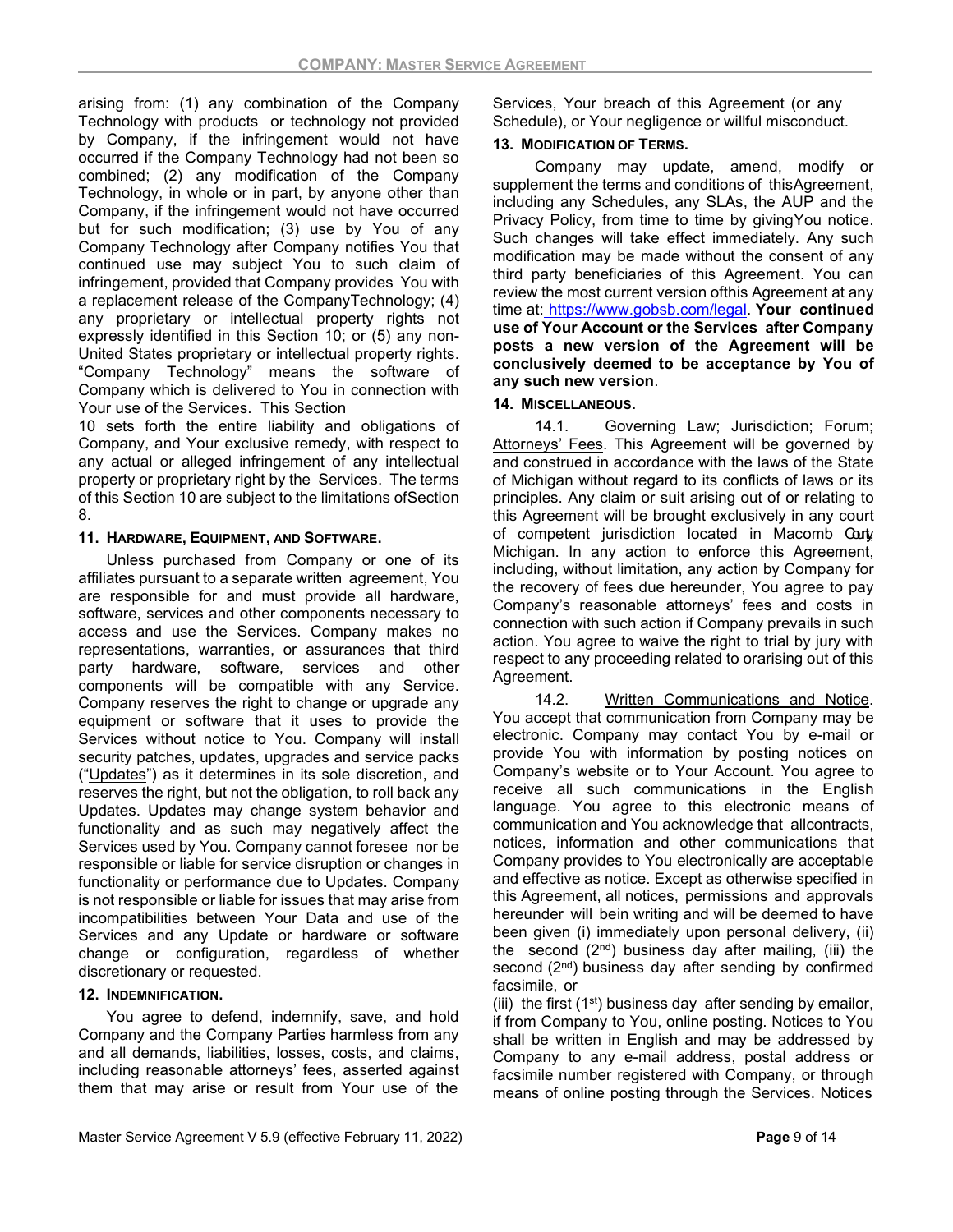arising from: (1) any combination of the Company Technology with products or technology not provided by Company, if the infringement would not have occurred if the Company Technology had not been so combined; (2) any modification of the Company Technology, in whole or in part, by anyone other than Company, if the infringement would not have occurred but for such modification; (3) use by You of any Company Technology after Company notifies You that continued use may subject You to such claim of infringement, provided that Company provides You with a replacement release of the CompanyTechnology; (4) any proprietary or intellectual property rights not expressly identified in this Section 10; or (5) any non-United States proprietary or intellectual property rights. "Company Technology" means the software of Company which is delivered to You in connection with Your use of the Services. This Section 10 sets forth the entire liability and obligations of Company, and Your exclusive remedy, with respect to any actual or alleged infringement of any intellectual property or proprietary right by the Services. The terms of this Section 10 are subject to the limitations ofSection 8.

### 11. Hardware, Equipment, and Software.

Unless purchased from Company or one of its affiliates pursuant to a separate written agreement, You are responsible for and must provide all hardware, software, services and other components necessary to access and use the Services. Company makes no representations, warranties, or assurances that third party hardware, software, services and other components will be compatible with any Service. Company reserves the right to change or upgrade any equipment or software that it uses to provide the Services without notice to You. Company will install security patches, updates, upgrades and service packs ("Updates") as it determines in its sole discretion, and reserves the right, but not the obligation, to roll back any Updates. Updates may change system behavior and functionality and as such may negatively affect the Services used by You. Company cannot foresee nor be responsible or liable for service disruption or changes in functionality or performance due to Updates. Company is not responsible or liable for issues that may arise from incompatibilities between Your Data and use of the Services and any Update or hardware or software change or configuration, regardless of whether discretionary or requested.

### 12. Indemnification.

You agree to defend, indemnify, save, and hold Company and the Company Parties harmless from any and all demands, liabilities, losses, costs, and claims, including reasonable attorneys' fees, asserted against them that may arise or result from Your use of the Services, Your breach of this Agreement (or any Schedule), or Your negligence or willful misconduct.

### 13. Modification of Terms.

Company may update, amend, modify or supplement the terms and conditions of thisAgreement, including any Schedules, any SLAs, the AUP and the Privacy Policy, from time to time by givingYou notice. Such changes will take effect immediately. Any such modification may be made without the consent of any third party beneficiaries of this Agreement. You can review the most current version ofthis Agreement at any time at: https://www.gobsb.com/legal. **Your continued use of Your Account or the Services after Company posts a new version of the Agreement will be conclusively deemed to be acceptance by You of any such new version**.

### 14. Miscellaneous.

14.1. Governing Law; Jurisdiction; Forum; Attorneys' Fees. This Agreement will be governed by and construed in accordance with the laws of the State of Michigan without regard to its conflicts of laws or its principles. Any claim or suit arising out of or relating to this Agreement will be brought exclusively in any court of competent jurisdiction located in Macomb County, Michigan. In any action to enforce this Agreement, including, without limitation, any action by Company for the recovery of fees due hereunder, You agree to pay Company's reasonable attorneys' fees and costs in connection with such action if Company prevails in such action. You agree to waive the right to trial by jury with respect to any proceeding related to orarising out of this Agreement.

14.2. Written Communications and Notice. You accept that communication from Company may be electronic. Company may contact You by e-mail or provide You with information by posting notices on Company's website or to Your Account. You agree to receive all such communications in the English language. You agree to this electronic means of communication and You acknowledge that allcontracts, notices, information and other communications that Company provides to You electronically are acceptable and effective as notice. Except as otherwise specified in this Agreement, all notices, permissions and approvals hereunder will bein writing and will be deemed to have been given (i) immediately upon personal delivery, (ii) the second (2nd) business day after mailing, (iii) the second (2nd) business day after sending by confirmed facsimile, or
(iii) the first (1st) business day after sending by emailor, if from Company to You, online posting. Notices to You shall be written in English and may be addressed by Company to any e-mail address, postal address or facsimile number registered with Company, or through means of online posting through the Services. Notices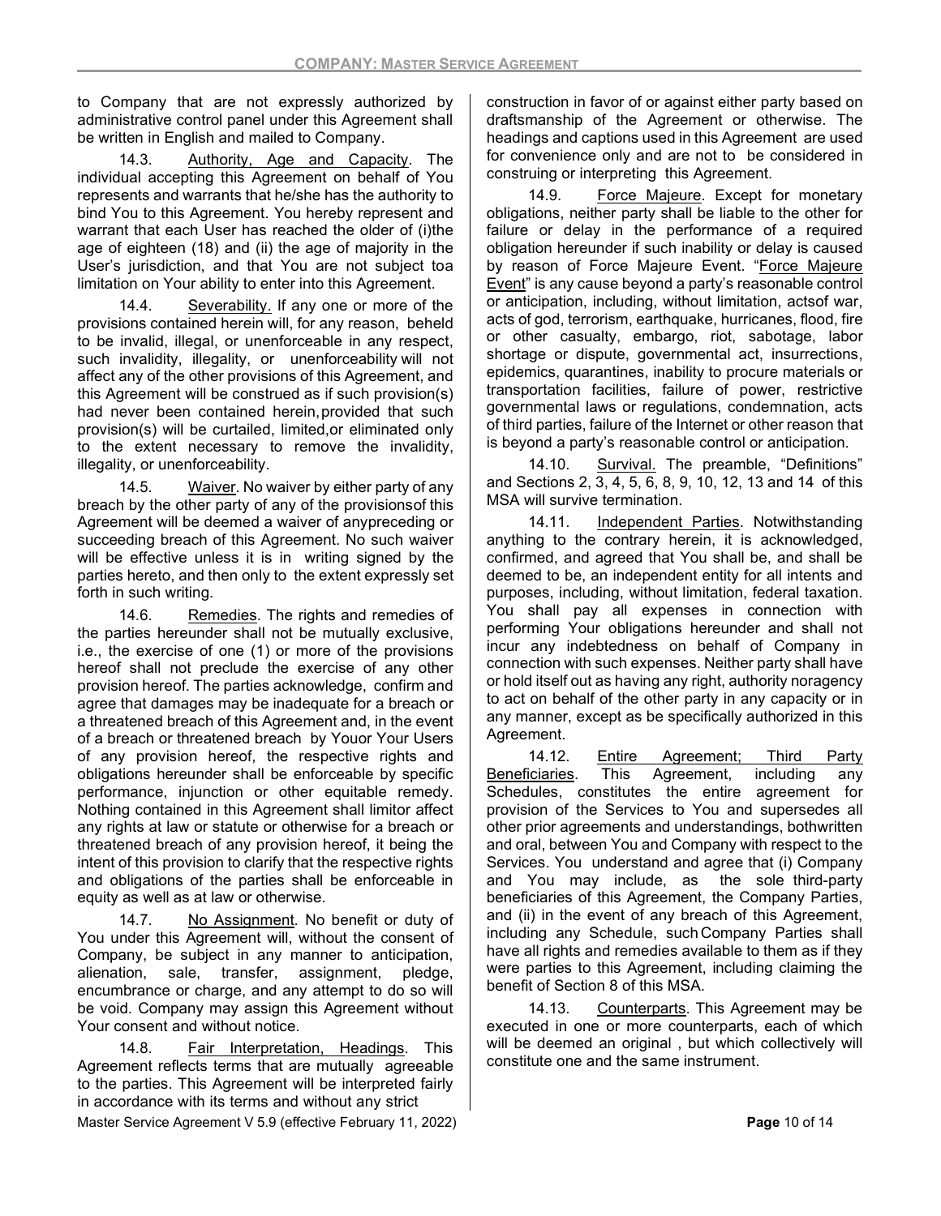to Company that are not expressly authorized by administrative control panel under this Agreement shall be written in English and mailed to Company.

14.3. Authority, Age and Capacity. The individual accepting this Agreement on behalf of You represents and warrants that he/she has the authority to bind You to this Agreement. You hereby represent and warrant that each User has reached the older of (i)the age of eighteen (18) and (ii) the age of majority in the User's jurisdiction, and that You are not subject toa limitation on Your ability to enter into this Agreement.

14.4. Severability. If any one or more of the provisions contained herein will, for any reason, beheld to be invalid, illegal, or unenforceable in any respect, such invalidity, illegality, or unenforceability will not affect any of the other provisions of this Agreement, and this Agreement will be construed as if such provision(s) had never been contained herein,provided that such provision(s) will be curtailed, limited,or eliminated only to the extent necessary to remove the invalidity, illegality, or unenforceability.

14.5. Waiver. No waiver by either party of any breach by the other party of any of the provisionsof this Agreement will be deemed a waiver of anypreceding or succeeding breach of this Agreement. No such waiver will be effective unless it is in writing signed by the parties hereto, and then only to the extent expressly set forth in such writing.

14.6. Remedies. The rights and remedies of the parties hereunder shall not be mutually exclusive, i.e., the exercise of one (1) or more of the provisions hereof shall not preclude the exercise of any other provision hereof. The parties acknowledge, confirm and agree that damages may be inadequate for a breach or a threatened breach of this Agreement and, in the event of a breach or threatened breach by Youor Your Users of any provision hereof, the respective rights and obligations hereunder shall be enforceable by specific performance, injunction or other equitable remedy. Nothing contained in this Agreement shall limitor affect any rights at law or statute or otherwise for a breach or threatened breach of any provision hereof, it being the intent of this provision to clarify that the respective rights and obligations of the parties shall be enforceable in equity as well as at law or otherwise.

14.7. No Assignment. No benefit or duty of You under this Agreement will, without the consent of Company, be subject in any manner to anticipation, alienation, sale, transfer, assignment, pledge, encumbrance or charge, and any attempt to do so will be void. Company may assign this Agreement without Your consent and without notice.

14.8. Fair Interpretation, Headings. This Agreement reflects terms that are mutually agreeable to the parties. This Agreement will be interpreted fairly in accordance with its terms and without any strict construction in favor of or against either party based on draftsmanship of the Agreement or otherwise. The headings and captions used in this Agreement are used for convenience only and are not to be considered in construing or interpreting this Agreement.

14.9. Force Majeure. Except for monetary obligations, neither party shall be liable to the other for failure or delay in the performance of a required obligation hereunder if such inability or delay is caused by reason of Force Majeure Event. "Force Majeure Event" is any cause beyond a party's reasonable control or anticipation, including, without limitation, actsof war, acts of god, terrorism, earthquake, hurricanes, flood, fire or other casualty, embargo, riot, sabotage, labor shortage or dispute, governmental act, insurrections, epidemics, quarantines, inability to procure materials or transportation facilities, failure of power, restrictive governmental laws or regulations, condemnation, acts of third parties, failure of the Internet or other reason that is beyond a party's reasonable control or anticipation.

14.10. Survival. The preamble, "Definitions" and Sections 2, 3, 4, 5, 6, 8, 9, 10, 12, 13 and 14 of this MSA will survive termination.

14.11. Independent Parties. Notwithstanding anything to the contrary herein, it is acknowledged, confirmed, and agreed that You shall be, and shall be deemed to be, an independent entity for all intents and purposes, including, without limitation, federal taxation. You shall pay all expenses in connection with performing Your obligations hereunder and shall not incur any indebtedness on behalf of Company in connection with such expenses. Neither party shall have or hold itself out as having any right, authority noragency to act on behalf of the other party in any capacity or in any manner, except as be specifically authorized in this Agreement.

14.12. Entire Agreement; Third Party Beneficiaries. This Agreement, including any Schedules, constitutes the entire agreement for provision of the Services to You and supersedes all other prior agreements and understandings, bothwritten and oral, between You and Company with respect to the Services. You understand and agree that (i) Company and You may include, as the sole third-party beneficiaries of this Agreement, the Company Parties, and (ii) in the event of any breach of this Agreement, including any Schedule, such Company Parties shall have all rights and remedies available to them as if they were parties to this Agreement, including claiming the benefit of Section 8 of this MSA.

14.13. Counterparts. This Agreement may be executed in one or more counterparts, each of which will be deemed an original , but which collectively will constitute one and the same instrument.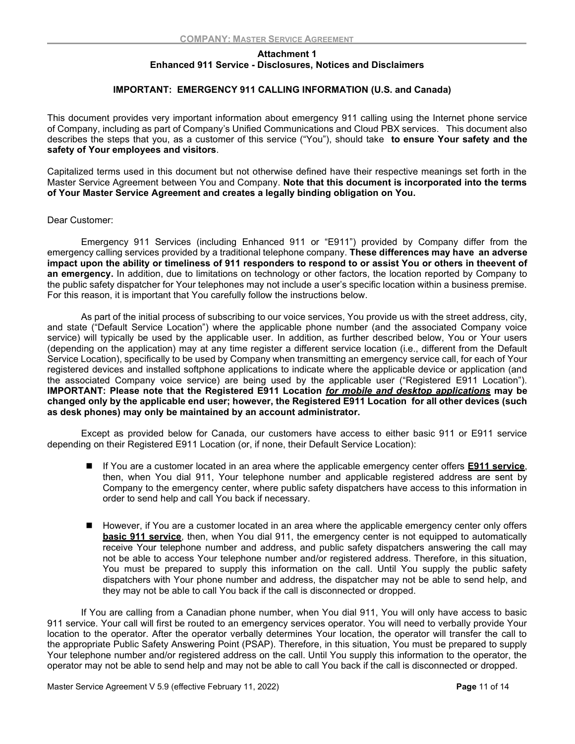**Attachment 1**
**Enhanced 911 Service - Disclosures, Notices and Disclaimers**

**IMPORTANT: EMERGENCY 911 CALLING INFORMATION (U.S. and Canada)**

This document provides very important information about emergency 911 calling using the Internet phone service of Company, including as part of Company's Unified Communications and Cloud PBX services. This document also describes the steps that you, as a customer of this service ("You"), should take **to ensure Your safety and the safety of Your employees and visitors**.

Capitalized terms used in this document but not otherwise defined have their respective meanings set forth in the Master Service Agreement between You and Company. **Note that this document is incorporated into the terms of Your Master Service Agreement and creates a legally binding obligation on You.**

Dear Customer:

Emergency 911 Services (including Enhanced 911 or "E911") provided by Company differ from the emergency calling services provided by a traditional telephone company. **These differences may have an adverse impact upon the ability or timeliness of 911 responders to respond to or assist You or others in theevent of an emergency.** In addition, due to limitations on technology or other factors, the location reported by Company to the public safety dispatcher for Your telephones may not include a user's specific location within a business premise. For this reason, it is important that You carefully follow the instructions below.

As part of the initial process of subscribing to our voice services, You provide us with the street address, city, and state ("Default Service Location") where the applicable phone number (and the associated Company voice service) will typically be used by the applicable user. In addition, as further described below, You or Your users (depending on the application) may at any time register a different service location (i.e., different from the Default Service Location), specifically to be used by Company when transmitting an emergency service call, for each of Your registered devices and installed softphone applications to indicate where the applicable device or application (and the associated Company voice service) are being used by the applicable user ("Registered E911 Location"). **IMPORTANT: Please note that the Registered E911 Location _for mobile and desktop applications_ may be changed only by the applicable end user; however, the Registered E911 Location for all other devices (such as desk phones) may only be maintained by an account administrator.**

Except as provided below for Canada, our customers have access to either basic 911 or E911 service depending on their Registered E911 Location (or, if none, their Default Service Location):

- If You are a customer located in an area where the applicable emergency center offers **E911 service**, then, when You dial 911, Your telephone number and applicable registered address are sent by Company to the emergency center, where public safety dispatchers have access to this information in order to send help and call You back if necessary.

- However, if You are a customer located in an area where the applicable emergency center only offers **basic 911 service**, then, when You dial 911, the emergency center is not equipped to automatically receive Your telephone number and address, and public safety dispatchers answering the call may not be able to access Your telephone number and/or registered address. Therefore, in this situation, You must be prepared to supply this information on the call. Until You supply the public safety dispatchers with Your phone number and address, the dispatcher may not be able to send help, and they may not be able to call You back if the call is disconnected or dropped.

If You are calling from a Canadian phone number, when You dial 911, You will only have access to basic 911 service. Your call will first be routed to an emergency services operator. You will need to verbally provide Your location to the operator. After the operator verbally determines Your location, the operator will transfer the call to the appropriate Public Safety Answering Point (PSAP). Therefore, in this situation, You must be prepared to supply Your telephone number and/or registered address on the call. Until You supply this information to the operator, the operator may not be able to send help and may not be able to call You back if the call is disconnected or dropped.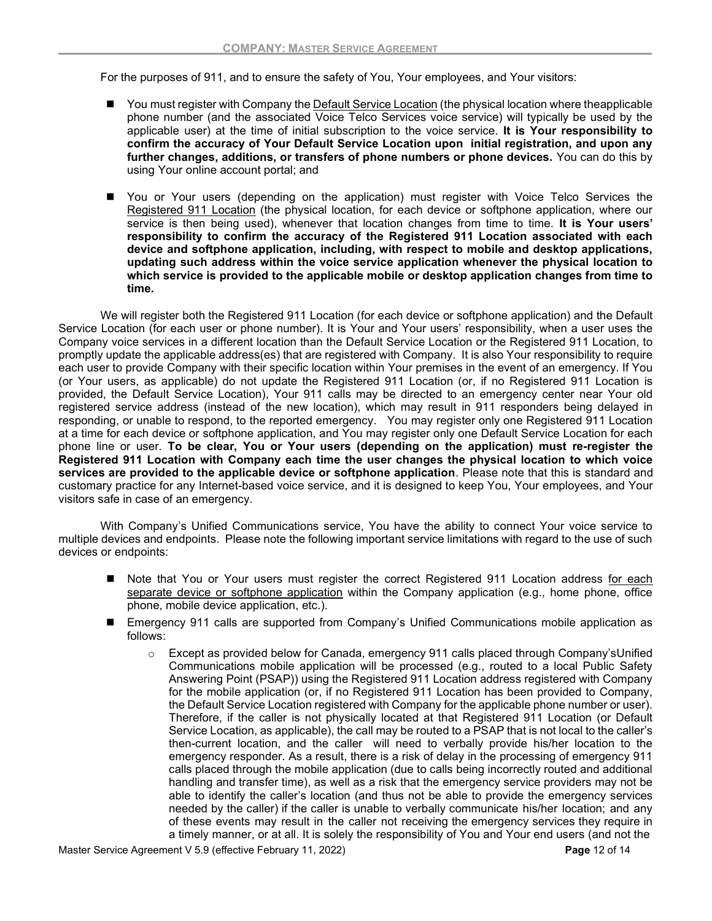For the purposes of 911, and to ensure the safety of You, Your employees, and Your visitors:

- You must register with Company the Default Service Location (the physical location where theapplicable phone number (and the associated Voice Telco Services voice service) will typically be used by the applicable user) at the time of initial subscription to the voice service. **It is Your responsibility to confirm the accuracy of Your Default Service Location upon initial registration, and upon any further changes, additions, or transfers of phone numbers or phone devices.** You can do this by using Your online account portal; and

- You or Your users (depending on the application) must register with Voice Telco Services the Registered 911 Location (the physical location, for each device or softphone application, where our service is then being used), whenever that location changes from time to time. **It is Your users' responsibility to confirm the accuracy of the Registered 911 Location associated with each device and softphone application, including, with respect to mobile and desktop applications, updating such address within the voice service application whenever the physical location to which service is provided to the applicable mobile or desktop application changes from time to time.**

We will register both the Registered 911 Location (for each device or softphone application) and the Default Service Location (for each user or phone number). It is Your and Your users' responsibility, when a user uses the Company voice services in a different location than the Default Service Location or the Registered 911 Location, to promptly update the applicable address(es) that are registered with Company. It is also Your responsibility to require each user to provide Company with their specific location within Your premises in the event of an emergency. If You (or Your users, as applicable) do not update the Registered 911 Location (or, if no Registered 911 Location is provided, the Default Service Location), Your 911 calls may be directed to an emergency center near Your old registered service address (instead of the new location), which may result in 911 responders being delayed in responding, or unable to respond, to the reported emergency. You may register only one Registered 911 Location at a time for each device or softphone application, and You may register only one Default Service Location for each phone line or user. **To be clear, You or Your users (depending on the application) must re-register the Registered 911 Location with Company each time the user changes the physical location to which voice services are provided to the applicable device or softphone application**. Please note that this is standard and customary practice for any Internet-based voice service, and it is designed to keep You, Your employees, and Your visitors safe in case of an emergency.

With Company's Unified Communications service, You have the ability to connect Your voice service to multiple devices and endpoints. Please note the following important service limitations with regard to the use of such devices or endpoints:

- Note that You or Your users must register the correct Registered 911 Location address for each separate device or softphone application within the Company application (e.g., home phone, office phone, mobile device application, etc.).
- Emergency 911 calls are supported from Company's Unified Communications mobile application as follows:
  - Except as provided below for Canada, emergency 911 calls placed through Company'sUnified Communications mobile application will be processed (e.g., routed to a local Public Safety Answering Point (PSAP)) using the Registered 911 Location address registered with Company for the mobile application (or, if no Registered 911 Location has been provided to Company, the Default Service Location registered with Company for the applicable phone number or user). Therefore, if the caller is not physically located at that Registered 911 Location (or Default Service Location, as applicable), the call may be routed to a PSAP that is not local to the caller's then-current location, and the caller will need to verbally provide his/her location to the emergency responder. As a result, there is a risk of delay in the processing of emergency 911 calls placed through the mobile application (due to calls being incorrectly routed and additional handling and transfer time), as well as a risk that the emergency service providers may not be able to identify the caller's location (and thus not be able to provide the emergency services needed by the caller) if the caller is unable to verbally communicate his/her location; and any of these events may result in the caller not receiving the emergency services they require in a timely manner, or at all. It is solely the responsibility of You and Your end users (and not the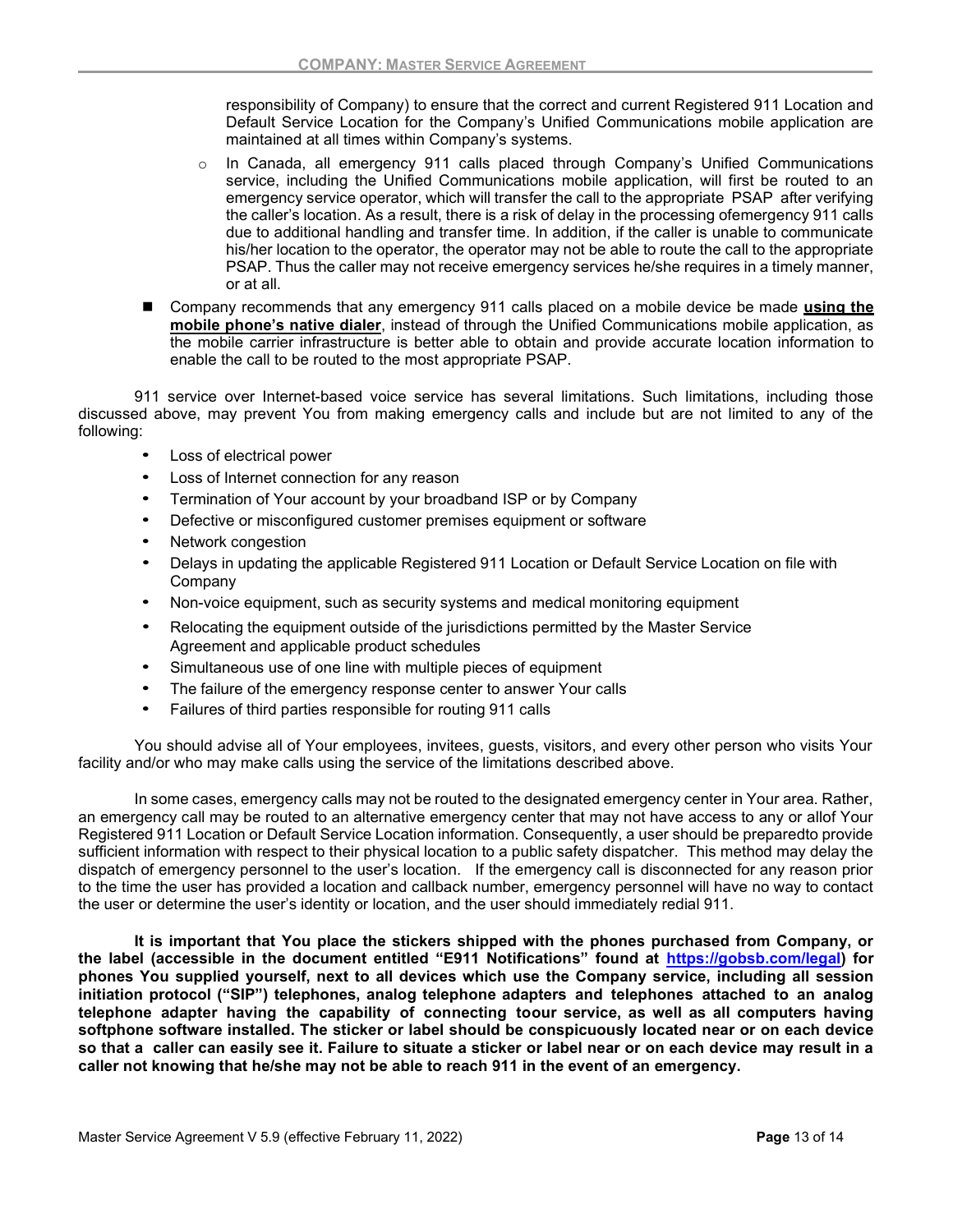responsibility of Company) to ensure that the correct and current Registered 911 Location and Default Service Location for the Company's Unified Communications mobile application are maintained at all times within Company's systems.

  - In Canada, all emergency 911 calls placed through Company's Unified Communications service, including the Unified Communications mobile application, will first be routed to an emergency service operator, which will transfer the call to the appropriate PSAP after verifying the caller's location. As a result, there is a risk of delay in the processing ofemergency 911 calls due to additional handling and transfer time. In addition, if the caller is unable to communicate his/her location to the operator, the operator may not be able to route the call to the appropriate PSAP. Thus the caller may not receive emergency services he/she requires in a timely manner, or at all.

- Company recommends that any emergency 911 calls placed on a mobile device be made **using the mobile phone's native dialer**, instead of through the Unified Communications mobile application, as the mobile carrier infrastructure is better able to obtain and provide accurate location information to enable the call to be routed to the most appropriate PSAP.

911 service over Internet-based voice service has several limitations. Such limitations, including those discussed above, may prevent You from making emergency calls and include but are not limited to any of the following:

- Loss of electrical power
- Loss of Internet connection for any reason
- Termination of Your account by your broadband ISP or by Company
- Defective or misconfigured customer premises equipment or software
- Network congestion
- Delays in updating the applicable Registered 911 Location or Default Service Location on file with Company
- Non-voice equipment, such as security systems and medical monitoring equipment
- Relocating the equipment outside of the jurisdictions permitted by the Master Service Agreement and applicable product schedules
- Simultaneous use of one line with multiple pieces of equipment
- The failure of the emergency response center to answer Your calls
- Failures of third parties responsible for routing 911 calls

You should advise all of Your employees, invitees, guests, visitors, and every other person who visits Your facility and/or who may make calls using the service of the limitations described above.

In some cases, emergency calls may not be routed to the designated emergency center in Your area. Rather, an emergency call may be routed to an alternative emergency center that may not have access to any or allof Your Registered 911 Location or Default Service Location information. Consequently, a user should be preparedto provide sufficient information with respect to their physical location to a public safety dispatcher. This method may delay the dispatch of emergency personnel to the user's location. If the emergency call is disconnected for any reason prior to the time the user has provided a location and callback number, emergency personnel will have no way to contact the user or determine the user's identity or location, and the user should immediately redial 911.

**It is important that You place the stickers shipped with the phones purchased from Company, or the label (accessible in the document entitled "E911 Notifications" found at https://gobsb.com/legal) for phones You supplied yourself, next to all devices which use the Company service, including all session initiation protocol ("SIP") telephones, analog telephone adapters and telephones attached to an analog telephone adapter having the capability of connecting tour service, as well as all computers having softphone software installed. The sticker or label should be conspicuously located near or on each device so that a caller can easily see it. Failure to situate a sticker or label near or on each device may result in a caller not knowing that he/she may not be able to reach 911 in the event of an emergency.**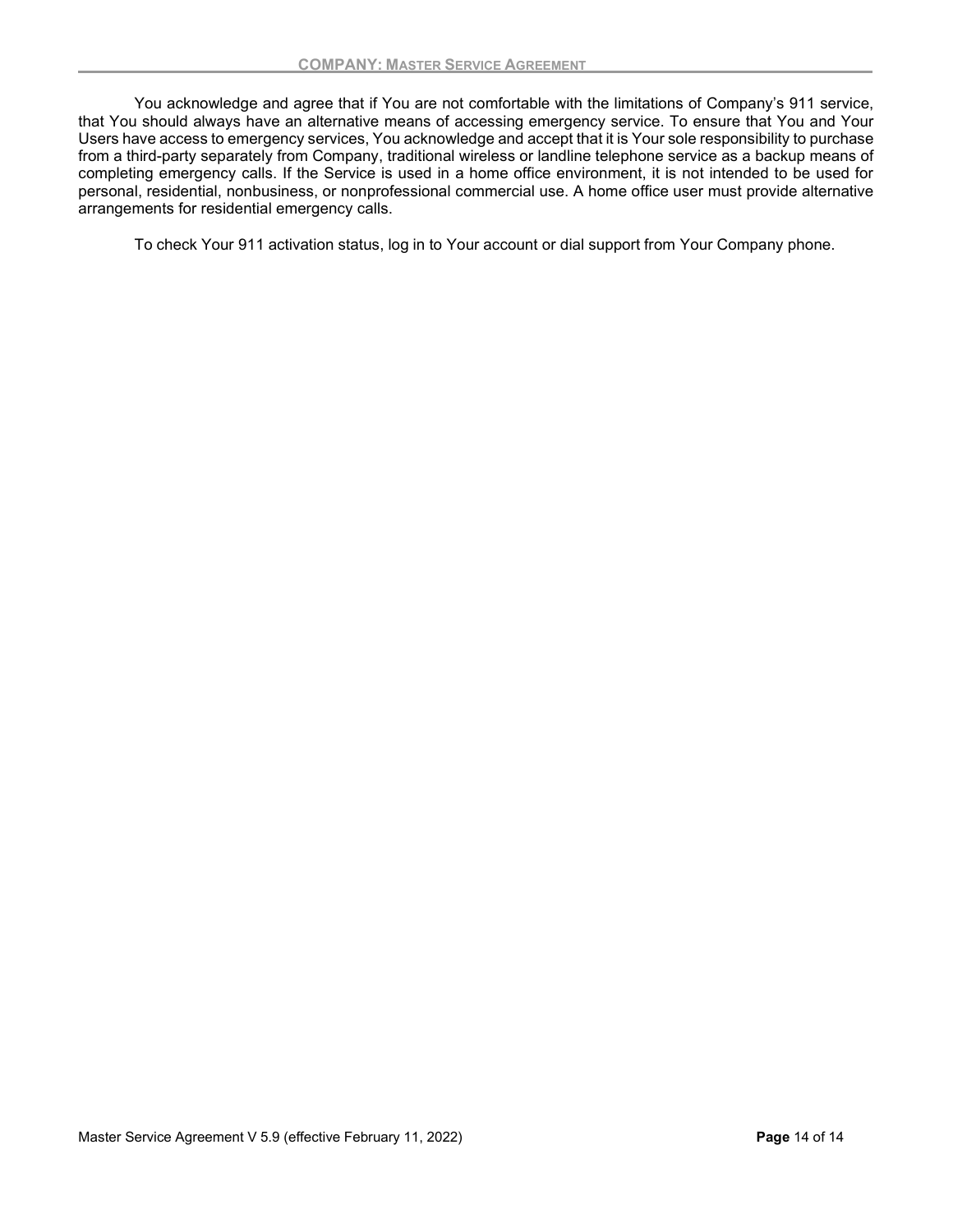You acknowledge and agree that if You are not comfortable with the limitations of Company's 911 service, that You should always have an alternative means of accessing emergency service. To ensure that You and Your Users have access to emergency services, You acknowledge and accept that it is Your sole responsibility to purchase from a third-party separately from Company, traditional wireless or landline telephone service as a backup means of completing emergency calls. If the Service is used in a home office environment, it is not intended to be used for personal, residential, nonbusiness, or nonprofessional commercial use. A home office user must provide alternative arrangements for residential emergency calls.

To check Your 911 activation status, log in to Your account or dial support from Your Company phone.